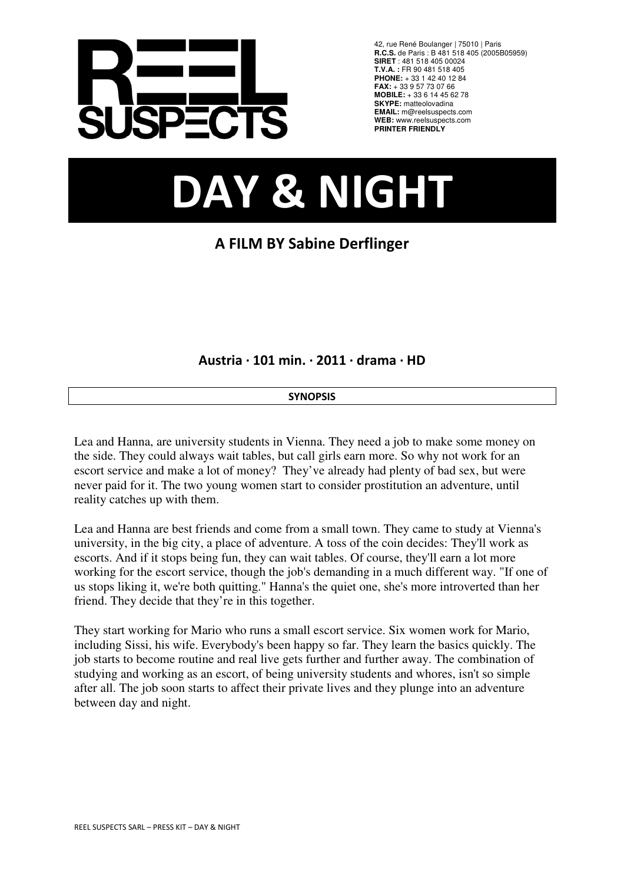REEL SUSPECTS

42, rue René Boulanger | 75010 | Paris
**R.C.S.** de Paris : B 481 518 405 (2005B05959)
**SIRET** : 481 518 405 00024
**T.V.A. :** FR 90 481 518 405
**PHONE:** + 33 1 42 40 12 84
**FAX:** + 33 9 57 73 07 66
**MOBILE:** + 33 6 14 45 62 78
**SKYPE:** matteolovadina
**EMAIL:** m@reelsuspects.com
**WEB:** www.reelsuspects.com
**PRINTER FRIENDLY**

# DAY & NIGHT

## A FILM BY Sabine Derflinger

### Austria · 101 min. · 2011 · drama · HD

**SYNOPSIS**

Lea and Hanna, are university students in Vienna. They need a job to make some money on the side. They could always wait tables, but call girls earn more. So why not work for an escort service and make a lot of money? They've already had plenty of bad sex, but were never paid for it. The two young women start to consider prostitution an adventure, until reality catches up with them.

Lea and Hanna are best friends and come from a small town. They came to study at Vienna's university, in the big city, a place of adventure. A toss of the coin decides: They'll work as escorts. And if it stops being fun, they can wait tables. Of course, they'll earn a lot more working for the escort service, though the job's demanding in a much different way. "If one of us stops liking it, we're both quitting." Hanna's the quiet one, she's more introverted than her friend. They decide that they're in this together.

They start working for Mario who runs a small escort service. Six women work for Mario, including Sissi, his wife. Everybody's been happy so far. They learn the basics quickly. The job starts to become routine and real live gets further and further away. The combination of studying and working as an escort, of being university students and whores, isn't so simple after all. The job soon starts to affect their private lives and they plunge into an adventure between day and night.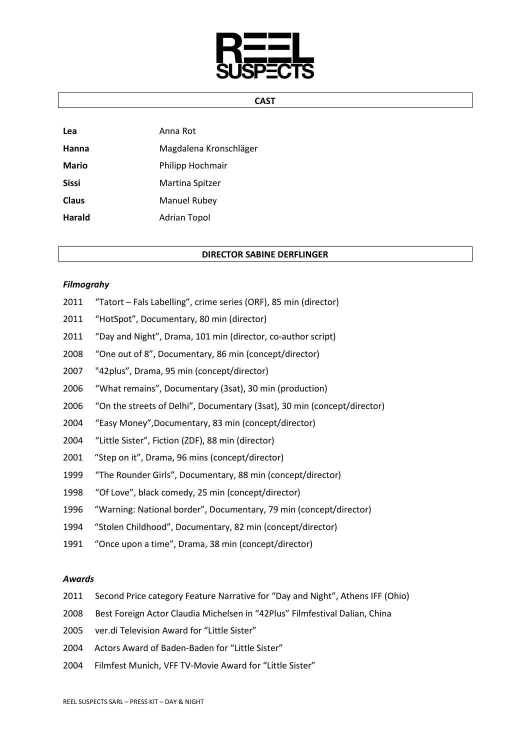# REEL SUSPECTS

## CAST

| | |
|---|---|
| **Lea** | Anna Rot |
| **Hanna** | Magdalena Kronschläger |
| **Mario** | Philipp Hochmair |
| **Sissi** | Martina Spitzer |
| **Claus** | Manuel Rubey |
| **Harald** | Adrian Topol |

## DIRECTOR SABINE DERFLINGER

### *Filmograhy*

2011 "Tatort – Fals Labelling", crime series (ORF), 85 min (director)

2011 "HotSpot", Documentary, 80 min (director)

2011 "Day and Night", Drama, 101 min (director, co-author script)

2008 "One out of 8", Documentary, 86 min (concept/director)

2007 "42plus", Drama, 95 min (concept/director)

2006 "What remains", Documentary (3sat), 30 min (production)

2006 "On the streets of Delhi", Documentary (3sat), 30 min (concept/director)

2004 "Easy Money",Documentary, 83 min (concept/director)

2004 "Little Sister", Fiction (ZDF), 88 min (director)

2001 "Step on it", Drama, 96 mins (concept/director)

1999 "The Rounder Girls", Documentary, 88 min (concept/director)

1998 "Of Love", black comedy, 25 min (concept/director)

1996 "Warning: National border", Documentary, 79 min (concept/director)

1994 "Stolen Childhood", Documentary, 82 min (concept/director)

1991 "Once upon a time", Drama, 38 min (concept/director)

### *Awards*

2011 Second Price category Feature Narrative for "Day and Night", Athens IFF (Ohio)

2008 Best Foreign Actor Claudia Michelsen in "42Plus" Filmfestival Dalian, China

2005 ver.di Television Award for "Little Sister"

2004 Actors Award of Baden-Baden for "Little Sister"

2004 Filmfest Munich, VFF TV-Movie Award for "Little Sister"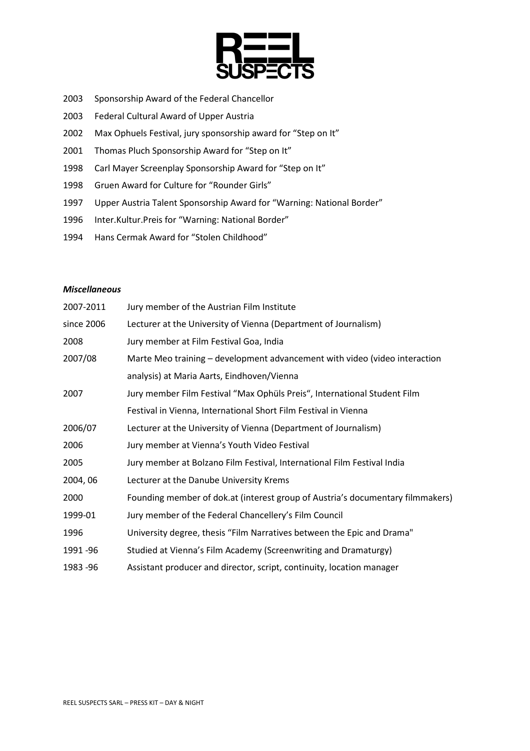2003 Sponsorship Award of the Federal Chancellor

2003 Federal Cultural Award of Upper Austria

2002 Max Ophuels Festival, jury sponsorship award for “Step on It”

2001 Thomas Pluch Sponsorship Award for “Step on It”

1998 Carl Mayer Screenplay Sponsorship Award for “Step on It”

1998 Gruen Award for Culture for “Rounder Girls”

1997 Upper Austria Talent Sponsorship Award for “Warning: National Border”

1996 Inter.Kultur.Preis for “Warning: National Border”

1994 Hans Cermak Award for “Stolen Childhood”

***Miscellaneous***

| | |
|---|---|
| 2007-2011 | Jury member of the Austrian Film Institute |
| since 2006 | Lecturer at the University of Vienna (Department of Journalism) |
| 2008 | Jury member at Film Festival Goa, India |
| 2007/08 | Marte Meo training – development advancement with video (video interaction analysis) at Maria Aarts, Eindhoven/Vienna |
| 2007 | Jury member Film Festival “Max Ophüls Preis“, International Student Film Festival in Vienna, International Short Film Festival in Vienna |
| 2006/07 | Lecturer at the University of Vienna (Department of Journalism) |
| 2006 | Jury member at Vienna’s Youth Video Festival |
| 2005 | Jury member at Bolzano Film Festival, International Film Festival India |
| 2004, 06 | Lecturer at the Danube University Krems |
| 2000 | Founding member of dok.at (interest group of Austria’s documentary filmmakers) |
| 1999-01 | Jury member of the Federal Chancellery’s Film Council |
| 1996 | University degree, thesis “Film Narratives between the Epic and Drama" |
| 1991 -96 | Studied at Vienna’s Film Academy (Screenwriting and Dramaturgy) |
| 1983 -96 | Assistant producer and director, script, continuity, location manager |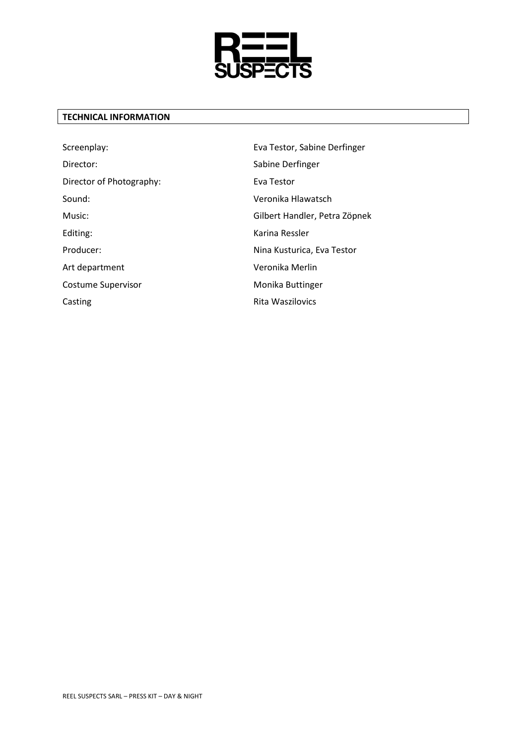## TECHNICAL INFORMATION

| | |
|---|---|
| Screenplay: | Eva Testor, Sabine Derfinger |
| Director: | Sabine Derfinger |
| Director of Photography: | Eva Testor |
| Sound: | Veronika Hlawatsch |
| Music: | Gilbert Handler, Petra Zöpnek |
| Editing: | Karina Ressler |
| Producer: | Nina Kusturica, Eva Testor |
| Art department | Veronika Merlin |
| Costume Supervisor | Monika Buttinger |
| Casting | Rita Waszilovics |